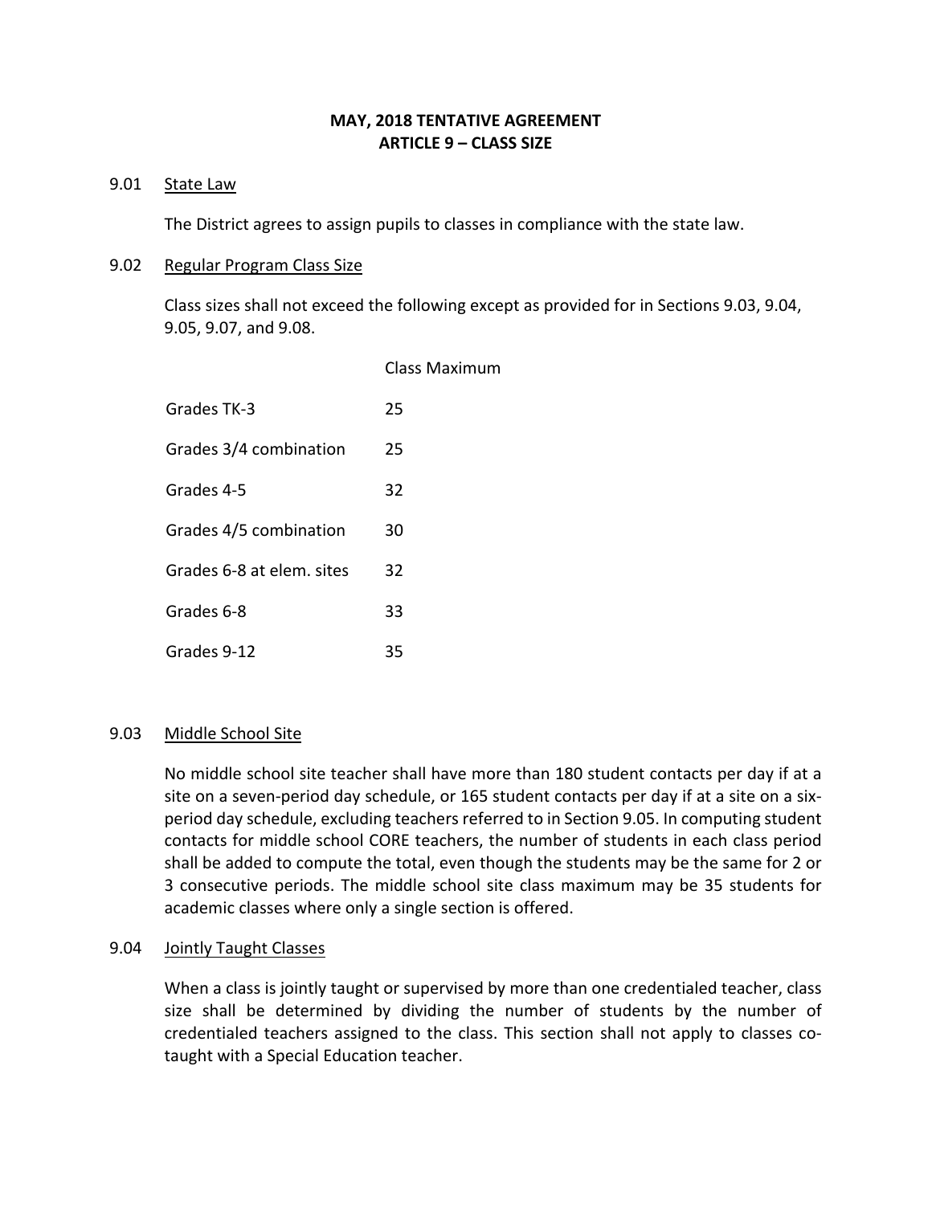# MAY, 2018 TENTATIVE AGREEMENT
## ARTICLE 9 – CLASS SIZE

9.01 State Law

The District agrees to assign pupils to classes in compliance with the state law.

9.02 Regular Program Class Size

Class sizes shall not exceed the following except as provided for in Sections 9.03, 9.04, 9.05, 9.07, and 9.08.

| | Class Maximum |
|---|---|
| Grades TK-3 | 25 |
| Grades 3/4 combination | 25 |
| Grades 4-5 | 32 |
| Grades 4/5 combination | 30 |
| Grades 6-8 at elem. sites | 32 |
| Grades 6-8 | 33 |
| Grades 9-12 | 35 |

9.03 Middle School Site

No middle school site teacher shall have more than 180 student contacts per day if at a site on a seven-period day schedule, or 165 student contacts per day if at a site on a six-period day schedule, excluding teachers referred to in Section 9.05. In computing student contacts for middle school CORE teachers, the number of students in each class period shall be added to compute the total, even though the students may be the same for 2 or 3 consecutive periods. The middle school site class maximum may be 35 students for academic classes where only a single section is offered.

9.04 Jointly Taught Classes

When a class is jointly taught or supervised by more than one credentialed teacher, class size shall be determined by dividing the number of students by the number of credentialed teachers assigned to the class. This section shall not apply to classes co-taught with a Special Education teacher.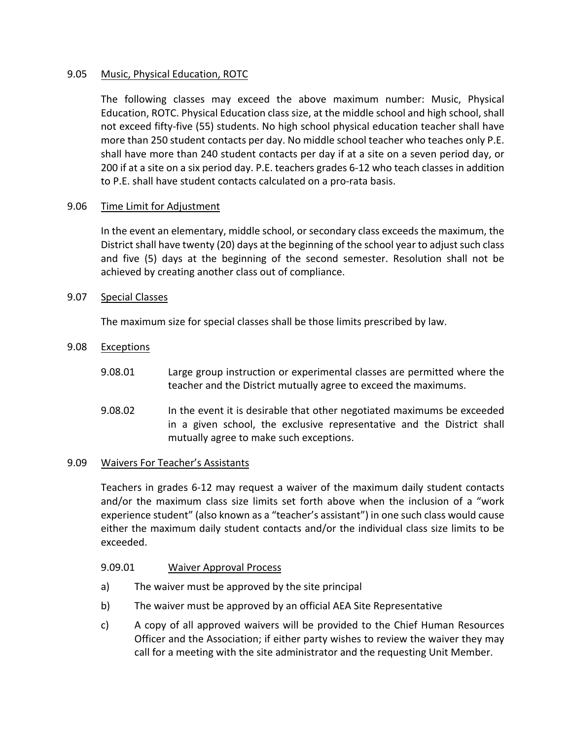## 9.05 Music, Physical Education, ROTC

The following classes may exceed the above maximum number: Music, Physical Education, ROTC. Physical Education class size, at the middle school and high school, shall not exceed fifty-five (55) students. No high school physical education teacher shall have more than 250 student contacts per day. No middle school teacher who teaches only P.E. shall have more than 240 student contacts per day if at a site on a seven period day, or 200 if at a site on a six period day. P.E. teachers grades 6-12 who teach classes in addition to P.E. shall have student contacts calculated on a pro-rata basis.

## 9.06 Time Limit for Adjustment

In the event an elementary, middle school, or secondary class exceeds the maximum, the District shall have twenty (20) days at the beginning of the school year to adjust such class and five (5) days at the beginning of the second semester. Resolution shall not be achieved by creating another class out of compliance.

## 9.07 Special Classes

The maximum size for special classes shall be those limits prescribed by law.

## 9.08 Exceptions

9.08.01 Large group instruction or experimental classes are permitted where the teacher and the District mutually agree to exceed the maximums.

9.08.02 In the event it is desirable that other negotiated maximums be exceeded in a given school, the exclusive representative and the District shall mutually agree to make such exceptions.

## 9.09 Waivers For Teacher's Assistants

Teachers in grades 6-12 may request a waiver of the maximum daily student contacts and/or the maximum class size limits set forth above when the inclusion of a "work experience student" (also known as a "teacher's assistant") in one such class would cause either the maximum daily student contacts and/or the individual class size limits to be exceeded.

### 9.09.01 Waiver Approval Process

a) The waiver must be approved by the site principal

b) The waiver must be approved by an official AEA Site Representative

c) A copy of all approved waivers will be provided to the Chief Human Resources Officer and the Association; if either party wishes to review the waiver they may call for a meeting with the site administrator and the requesting Unit Member.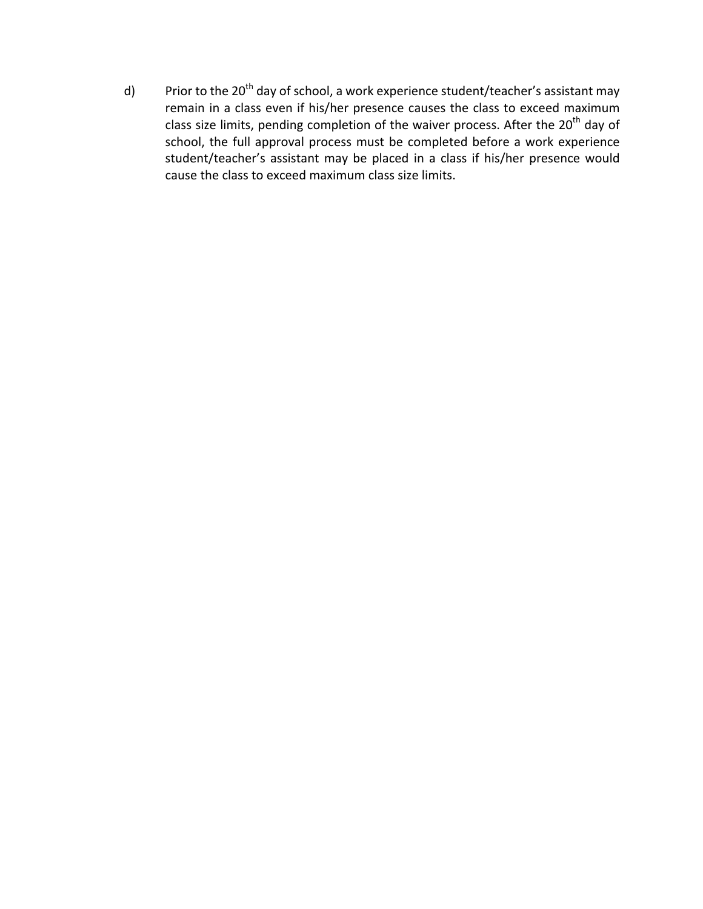d) Prior to the 20th day of school, a work experience student/teacher's assistant may remain in a class even if his/her presence causes the class to exceed maximum class size limits, pending completion of the waiver process. After the 20th day of school, the full approval process must be completed before a work experience student/teacher's assistant may be placed in a class if his/her presence would cause the class to exceed maximum class size limits.